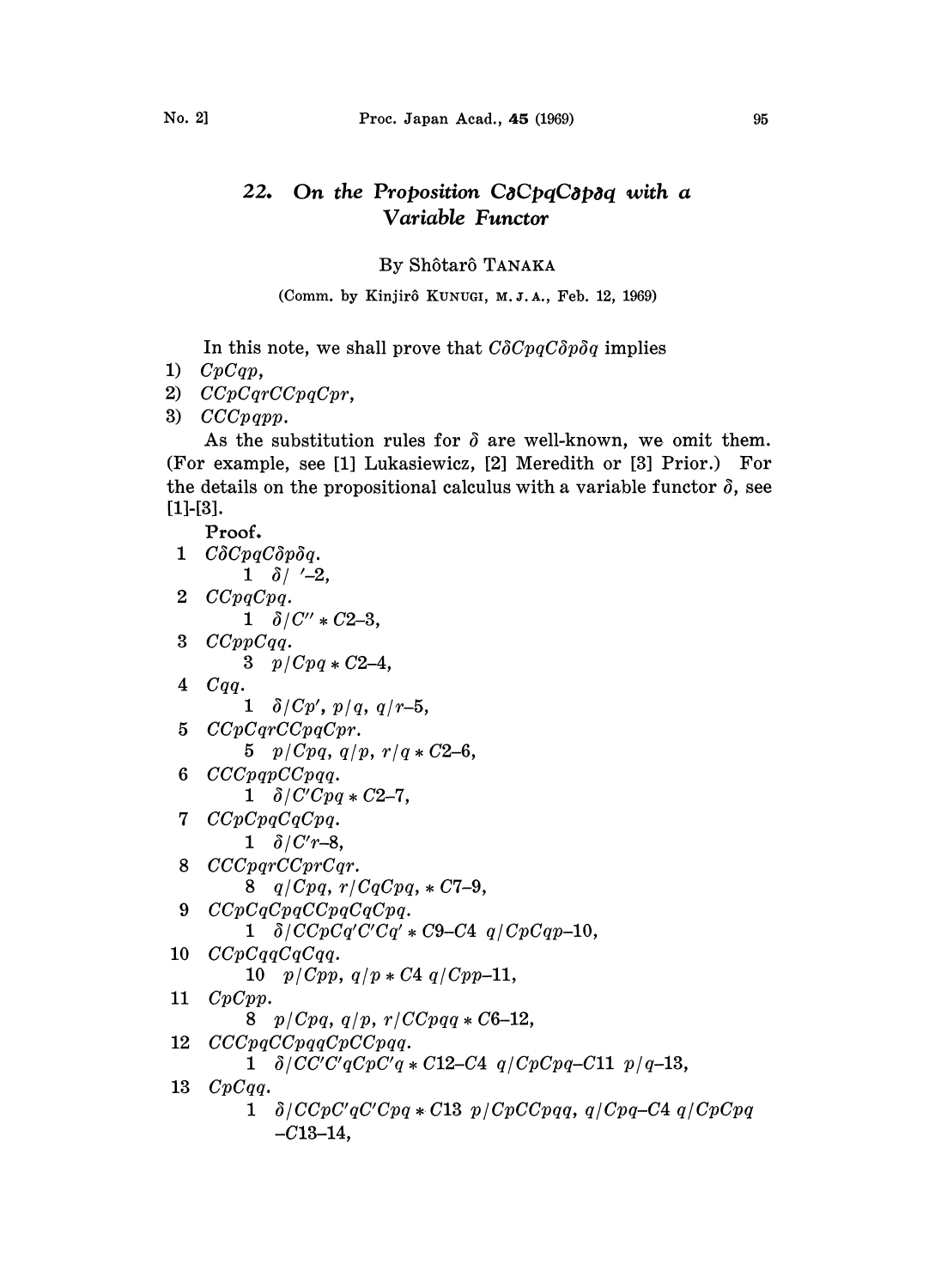# 22. On the Proposition $C\delta CpqC\delta p\delta q$ with a Variable Functor

By Shôtarô TANAKA

(Comm. by Kinjirô KUNUGI, M. J. A., Feb. 12, 1969)

In this note, we shall prove that $C\delta CpqC\delta p\delta q$ implies

1) $CpCqp$,
2) $CCpCqrCCpqCpr$,
3) $CCCpqpp$.

As the substitution rules for $\delta$ are well-known, we omit them. (For example, see [1] Lukasiewicz, [2] Meredith or [3] Prior.) For the details on the propositional calculus with a variable functor $\delta$, see [1]-[3].

**Proof.**

1 $C\delta CpqC\delta p\delta q$.

  1 $\delta/\ '$–2,

2 $CCpqCpq$.

  1 $\delta/C'' * C2$–3,

3 $CCppCqq$.

  3 $p/Cpq * C2$–4,

4 $Cqq$.

  1 $\delta/Cp',\ p/q,\ q/r$–5,

5 $CCpCqrCCpqCpr$.

  5 $p/Cpq,\ q/p,\ r/q * C2$–6,

6 $CCCpqpCCpqq$.

  1 $\delta/C'Cpq * C2$–7,

7 $CCpCpqCqCpq$.

  1 $\delta/C'r$–8,

8 $CCCpqrCCprCqr$.

  8 $q/Cpq,\ r/CqCpq, * C7$–9,

9 $CCpCqCpqCCpqCqCpq$.

  1 $\delta/CCpCq'C'Cq' * C9$–$C4\ q/CpCqp$–10,

10 $CCpCqqCqCqq$.

  10 $p/Cpp,\ q/p * C4\ q/Cpp$–11,

11 $CpCpp$.

  8 $p/Cpq,\ q/p,\ r/CCpqq * C6$–12,

12 $CCCpqCCpqqCpCCpqq$.

  1 $\delta/CC'C'qCpC'q * C12$–$C4\ q/CpCpq$–$C11\ p/q$–13,

13 $CpCqq$.

  1 $\delta/CCpC'qC'Cpq * C13\ p/CpCCpqq,\ q/Cpq$–$C4\ q/CpCpq$–$C13$–14,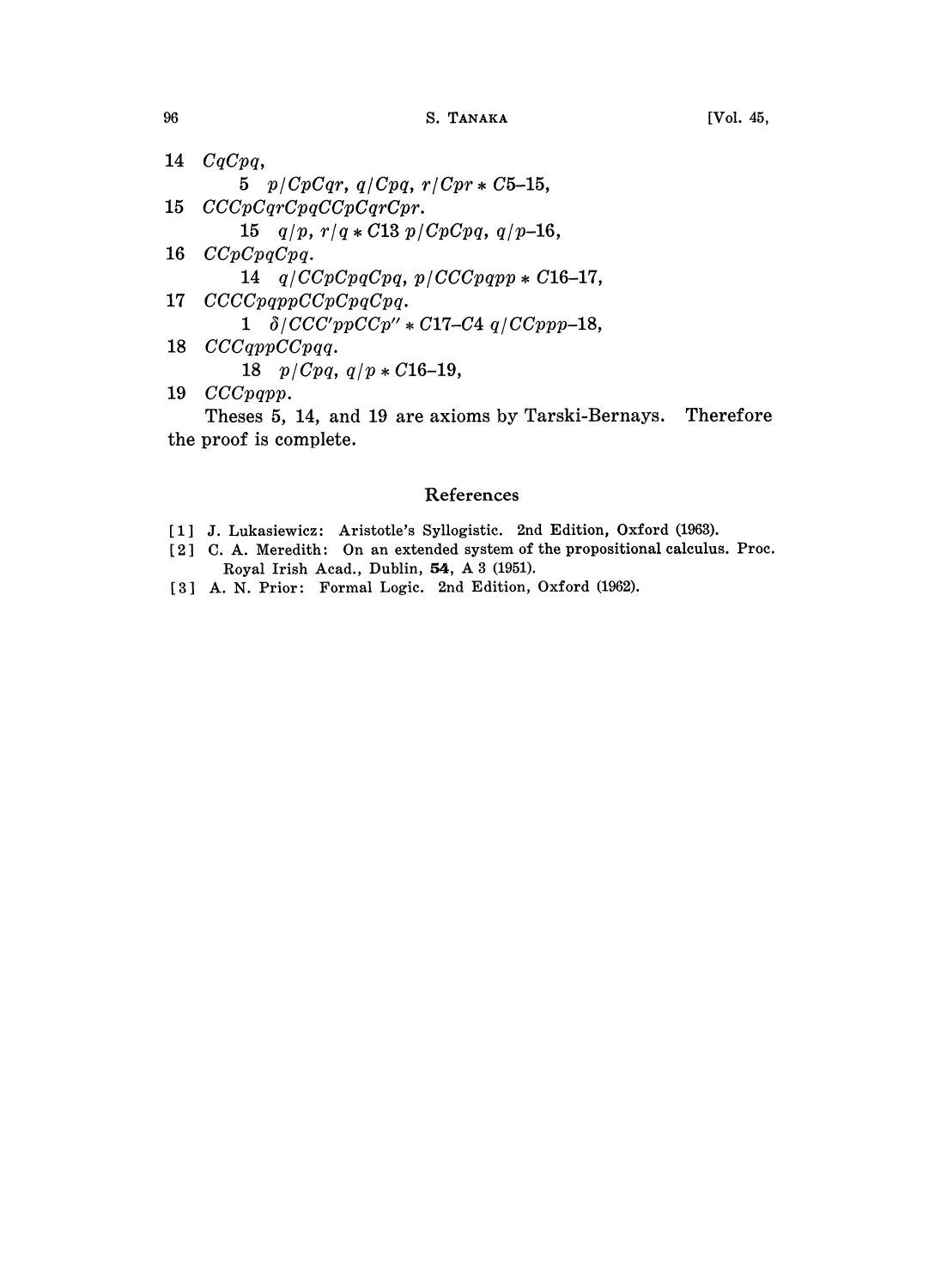14 $CqCpq$,

  5 $p/CpCqr,\ q/Cpq,\ r/Cpr * C5\text{–}15$,

15 $CCCpCqrCpqCCpCqrCpr$.

  15 $q/p,\ r/q * C13\ p/CpCpq,\ q/p\text{–}16$,

16 $CCpCpqCpq$.

  14 $q/CCpCpqCpq,\ p/CCCpqpp * C16\text{–}17$,

17 $CCCCpqppCCpCpqCpq$.

  1 $\delta/CCC'ppCCp'' * C17\text{–}C4\ q/CCppp\text{–}18$,

18 $CCCqppCCpqq$.

  18 $p/Cpq,\ q/p * C16\text{–}19$,

19 $CCCpqpp$.

Theses 5, 14, and 19 are axioms by Tarski-Bernays. Therefore the proof is complete.

## References

[1] J. Lukasiewicz: Aristotle's Syllogistic. 2nd Edition, Oxford (1963).

[2] C. A. Meredith: On an extended system of the propositional calculus. Proc. Royal Irish Acad., Dublin, **54**, A 3 (1951).

[3] A. N. Prior: Formal Logic. 2nd Edition, Oxford (1962).